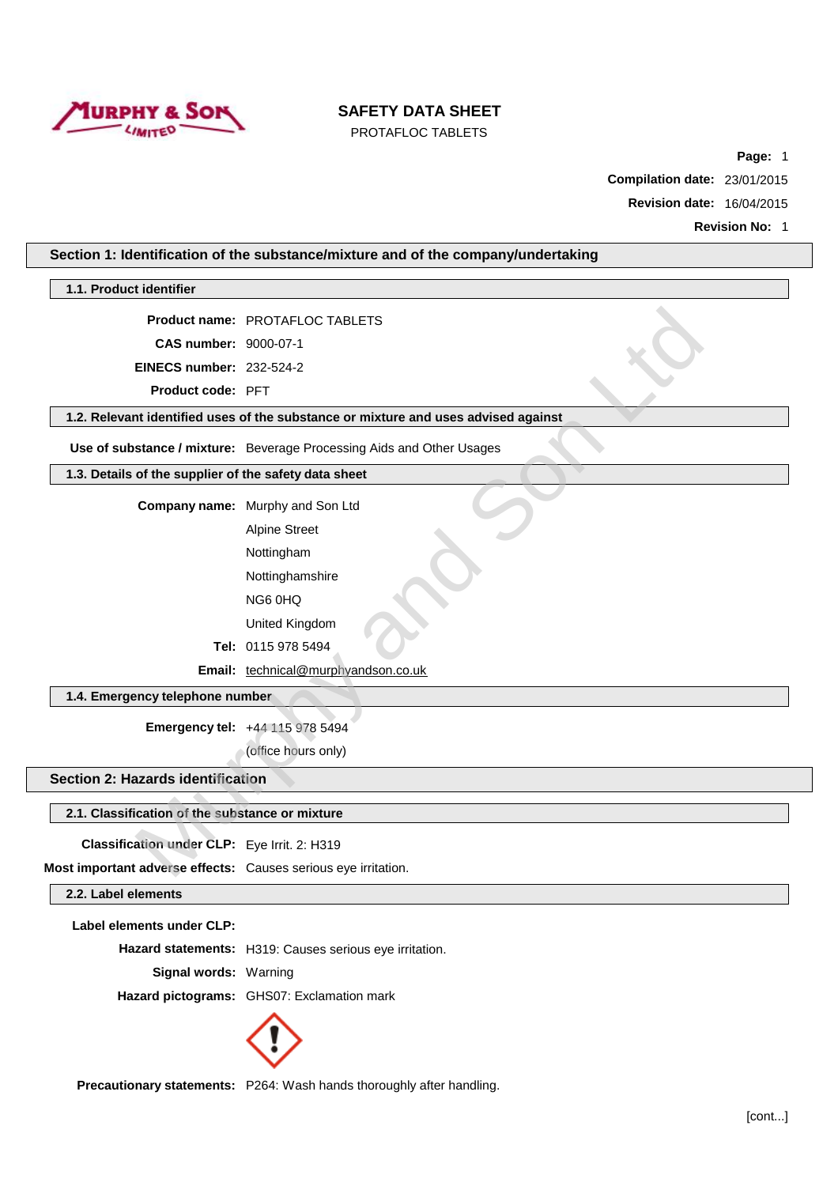# SAFETY DATA SHEET

PROTAFLOC TABLETS

**Page:** 1

**Compilation date:** 23/01/2015

**Revision date:** 16/04/2015

**Revision No:** 1

## Section 1: Identification of the substance/mixture and of the company/undertaking

### 1.1. Product identifier

**Product name:** PROTAFLOC TABLETS

**CAS number:** 9000-07-1

**EINECS number:** 232-524-2

**Product code:** PFT

### 1.2. Relevant identified uses of the substance or mixture and uses advised against

**Use of substance / mixture:** Beverage Processing Aids and Other Usages

### 1.3. Details of the supplier of the safety data sheet

**Company name:** Murphy and Son Ltd

Alpine Street

Nottingham

Nottinghamshire

NG6 0HQ

United Kingdom

**Tel:** 0115 978 5494

**Email:** technical@murphyandson.co.uk

### 1.4. Emergency telephone number

**Emergency tel:** +44 115 978 5494

(office hours only)

## Section 2: Hazards identification

### 2.1. Classification of the substance or mixture

**Classification under CLP:** Eye Irrit. 2: H319

**Most important adverse effects:** Causes serious eye irritation.

### 2.2. Label elements

**Label elements under CLP:**

**Hazard statements:** H319: Causes serious eye irritation.

**Signal words:** Warning

**Hazard pictograms:** GHS07: Exclamation mark

**Precautionary statements:** P264: Wash hands thoroughly after handling.

[cont...]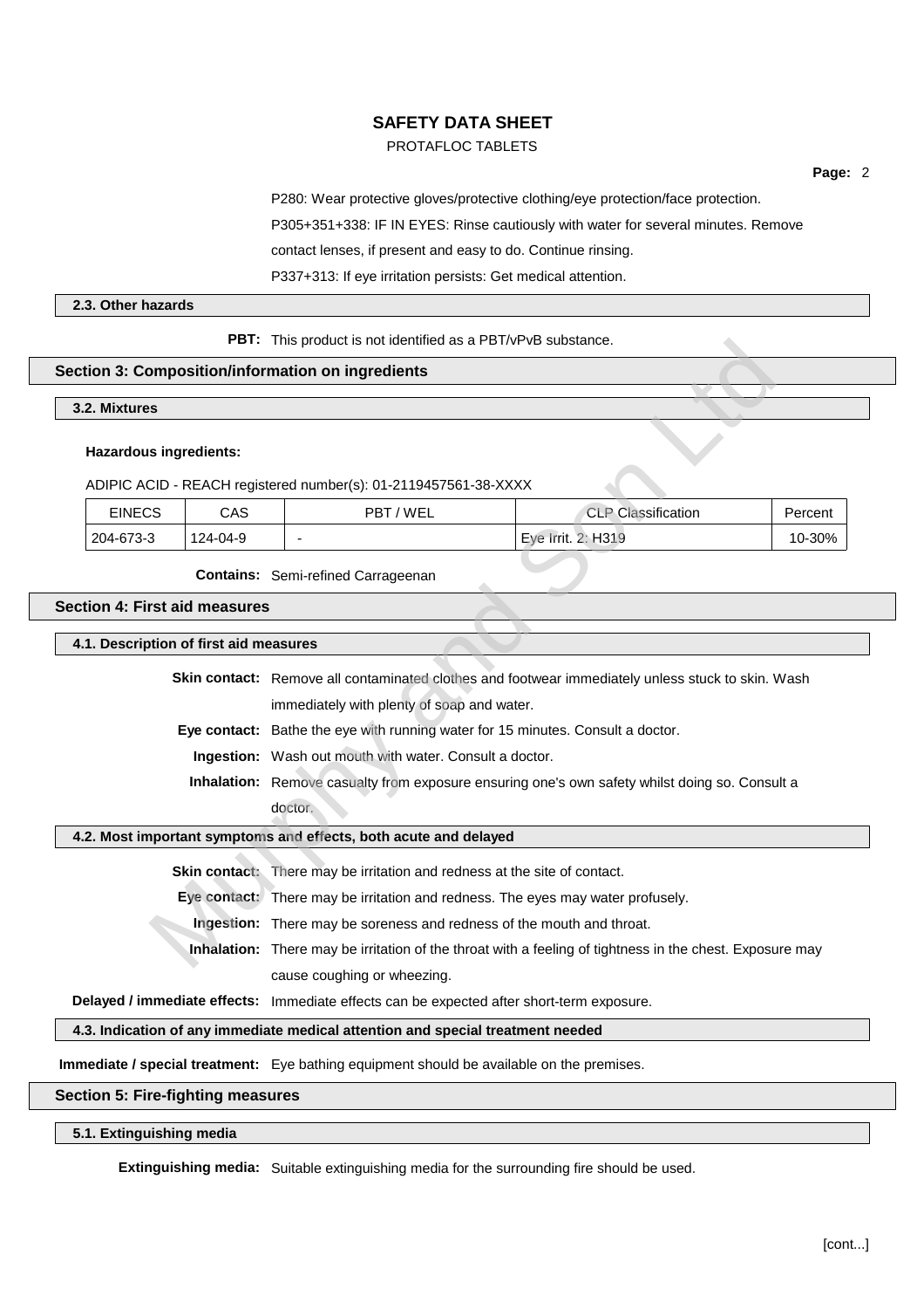P280: Wear protective gloves/protective clothing/eye protection/face protection.

P305+351+338: IF IN EYES: Rinse cautiously with water for several minutes. Remove contact lenses, if present and easy to do. Continue rinsing.

P337+313: If eye irritation persists: Get medical attention.

### 2.3. Other hazards

**PBT:** This product is not identified as a PBT/vPvB substance.

## Section 3: Composition/information on ingredients

### 3.2. Mixtures

**Hazardous ingredients:**

ADIPIC ACID - REACH registered number(s): 01-2119457561-38-XXXX

| EINECS | CAS | PBT / WEL | CLP Classification | Percent |
|---|---|---|---|---|
| 204-673-3 | 124-04-9 | - | Eye Irrit. 2: H319 | 10-30% |

**Contains:** Semi-refined Carrageenan

## Section 4: First aid measures

### 4.1. Description of first aid measures

**Skin contact:** Remove all contaminated clothes and footwear immediately unless stuck to skin. Wash immediately with plenty of soap and water.

**Eye contact:** Bathe the eye with running water for 15 minutes. Consult a doctor.

**Ingestion:** Wash out mouth with water. Consult a doctor.

**Inhalation:** Remove casualty from exposure ensuring one's own safety whilst doing so. Consult a doctor.

### 4.2. Most important symptoms and effects, both acute and delayed

**Skin contact:** There may be irritation and redness at the site of contact.

**Eye contact:** There may be irritation and redness. The eyes may water profusely.

**Ingestion:** There may be soreness and redness of the mouth and throat.

**Inhalation:** There may be irritation of the throat with a feeling of tightness in the chest. Exposure may cause coughing or wheezing.

**Delayed / immediate effects:** Immediate effects can be expected after short-term exposure.

### 4.3. Indication of any immediate medical attention and special treatment needed

**Immediate / special treatment:** Eye bathing equipment should be available on the premises.

## Section 5: Fire-fighting measures

### 5.1. Extinguishing media

**Extinguishing media:** Suitable extinguishing media for the surrounding fire should be used.

[cont...]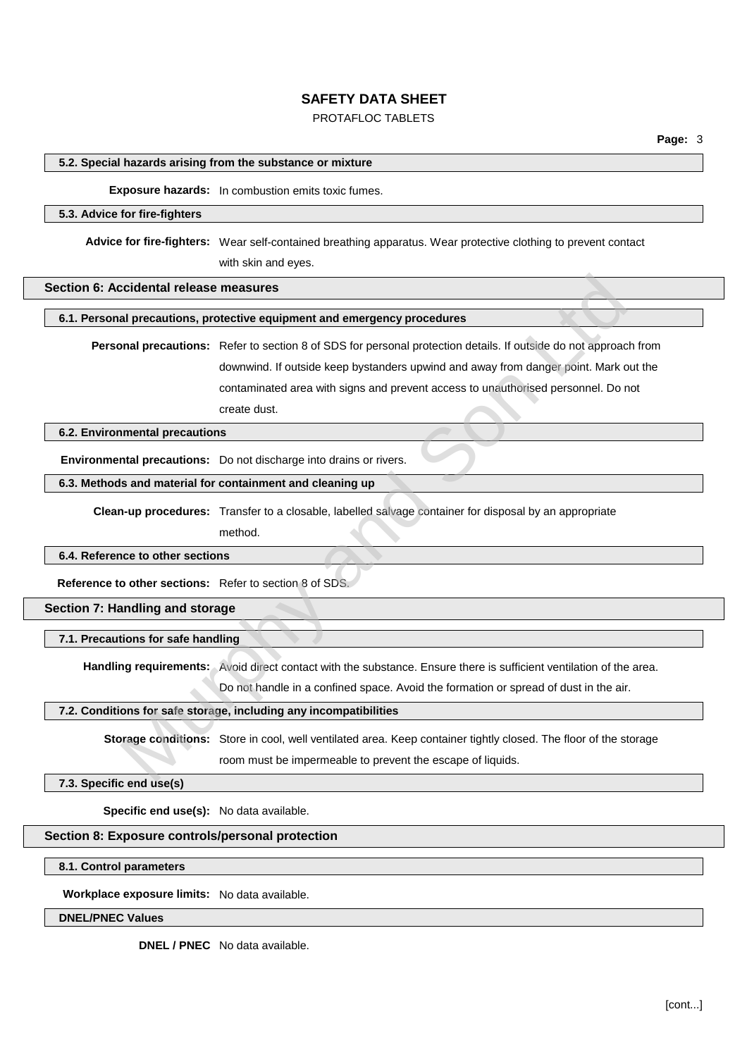### 5.2. Special hazards arising from the substance or mixture

**Exposure hazards:** In combustion emits toxic fumes.

### 5.3. Advice for fire-fighters

**Advice for fire-fighters:** Wear self-contained breathing apparatus. Wear protective clothing to prevent contact with skin and eyes.

## Section 6: Accidental release measures

### 6.1. Personal precautions, protective equipment and emergency procedures

**Personal precautions:** Refer to section 8 of SDS for personal protection details. If outside do not approach from downwind. If outside keep bystanders upwind and away from danger point. Mark out the contaminated area with signs and prevent access to unauthorised personnel. Do not create dust.

### 6.2. Environmental precautions

**Environmental precautions:** Do not discharge into drains or rivers.

### 6.3. Methods and material for containment and cleaning up

**Clean-up procedures:** Transfer to a closable, labelled salvage container for disposal by an appropriate method.

### 6.4. Reference to other sections

**Reference to other sections:** Refer to section 8 of SDS.

## Section 7: Handling and storage

### 7.1. Precautions for safe handling

**Handling requirements:** Avoid direct contact with the substance. Ensure there is sufficient ventilation of the area. Do not handle in a confined space. Avoid the formation or spread of dust in the air.

### 7.2. Conditions for safe storage, including any incompatibilities

**Storage conditions:** Store in cool, well ventilated area. Keep container tightly closed. The floor of the storage room must be impermeable to prevent the escape of liquids.

### 7.3. Specific end use(s)

**Specific end use(s):** No data available.

## Section 8: Exposure controls/personal protection

### 8.1. Control parameters

**Workplace exposure limits:** No data available.

### DNEL/PNEC Values

**DNEL / PNEC** No data available.

[cont...]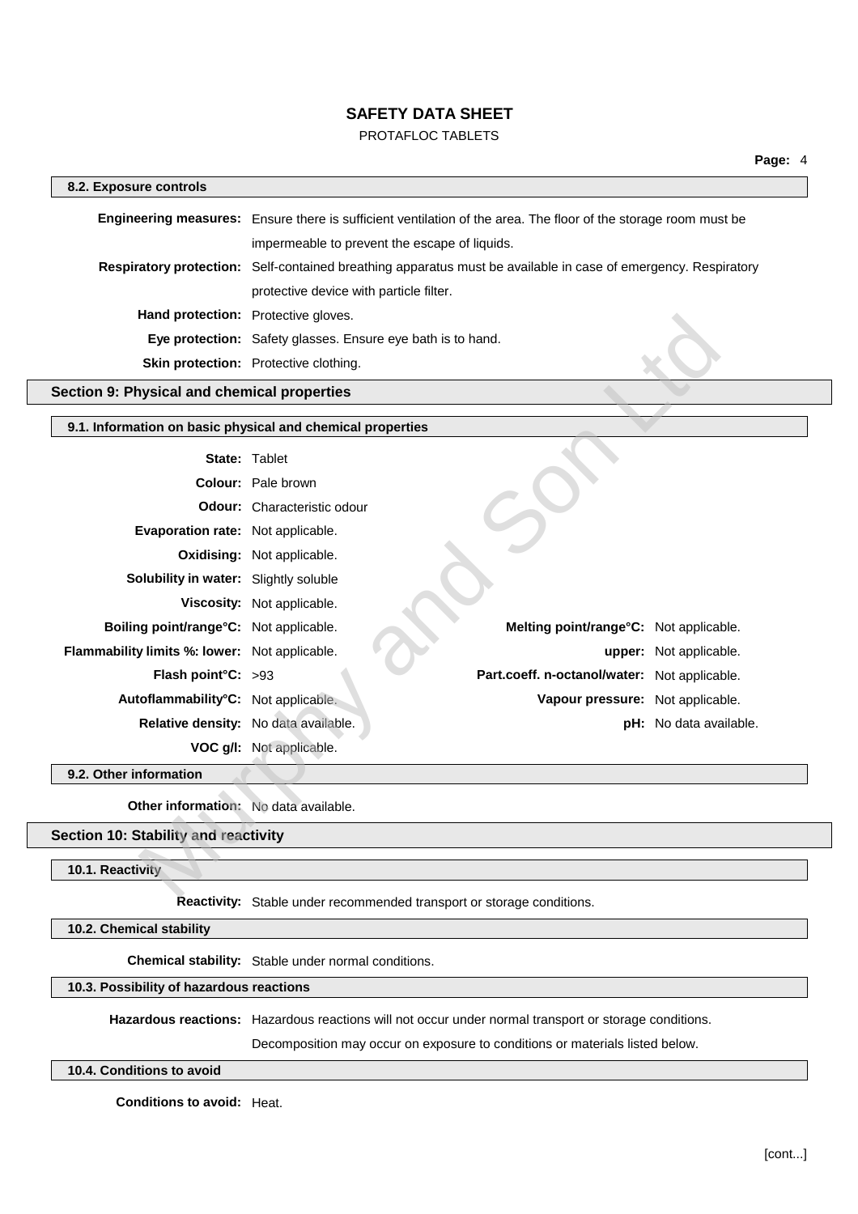### 8.2. Exposure controls

**Engineering measures:** Ensure there is sufficient ventilation of the area. The floor of the storage room must be impermeable to prevent the escape of liquids.

**Respiratory protection:** Self-contained breathing apparatus must be available in case of emergency. Respiratory protective device with particle filter.

**Hand protection:** Protective gloves.

**Eye protection:** Safety glasses. Ensure eye bath is to hand.

**Skin protection:** Protective clothing.

## Section 9: Physical and chemical properties

### 9.1. Information on basic physical and chemical properties

**State:** Tablet

**Colour:** Pale brown

**Odour:** Characteristic odour

**Evaporation rate:** Not applicable.

**Oxidising:** Not applicable.

**Solubility in water:** Slightly soluble

**Viscosity:** Not applicable.

| | | | |
|---|---|---|---|
| **Boiling point/range°C:** | Not applicable. | **Melting point/range°C:** | Not applicable. |
| **Flammability limits %: lower:** | Not applicable. | **upper:** | Not applicable. |
| **Flash point°C:** | >93 | **Part.coeff. n-octanol/water:** | Not applicable. |
| **Autoflammability°C:** | Not applicable. | **Vapour pressure:** | Not applicable. |
| **Relative density:** | No data available. | **pH:** | No data available. |
| **VOC g/l:** | Not applicable. | | |

### 9.2. Other information

**Other information:** No data available.

## Section 10: Stability and reactivity

### 10.1. Reactivity

**Reactivity:** Stable under recommended transport or storage conditions.

### 10.2. Chemical stability

**Chemical stability:** Stable under normal conditions.

### 10.3. Possibility of hazardous reactions

**Hazardous reactions:** Hazardous reactions will not occur under normal transport or storage conditions. Decomposition may occur on exposure to conditions or materials listed below.

### 10.4. Conditions to avoid

**Conditions to avoid:** Heat.

[cont...]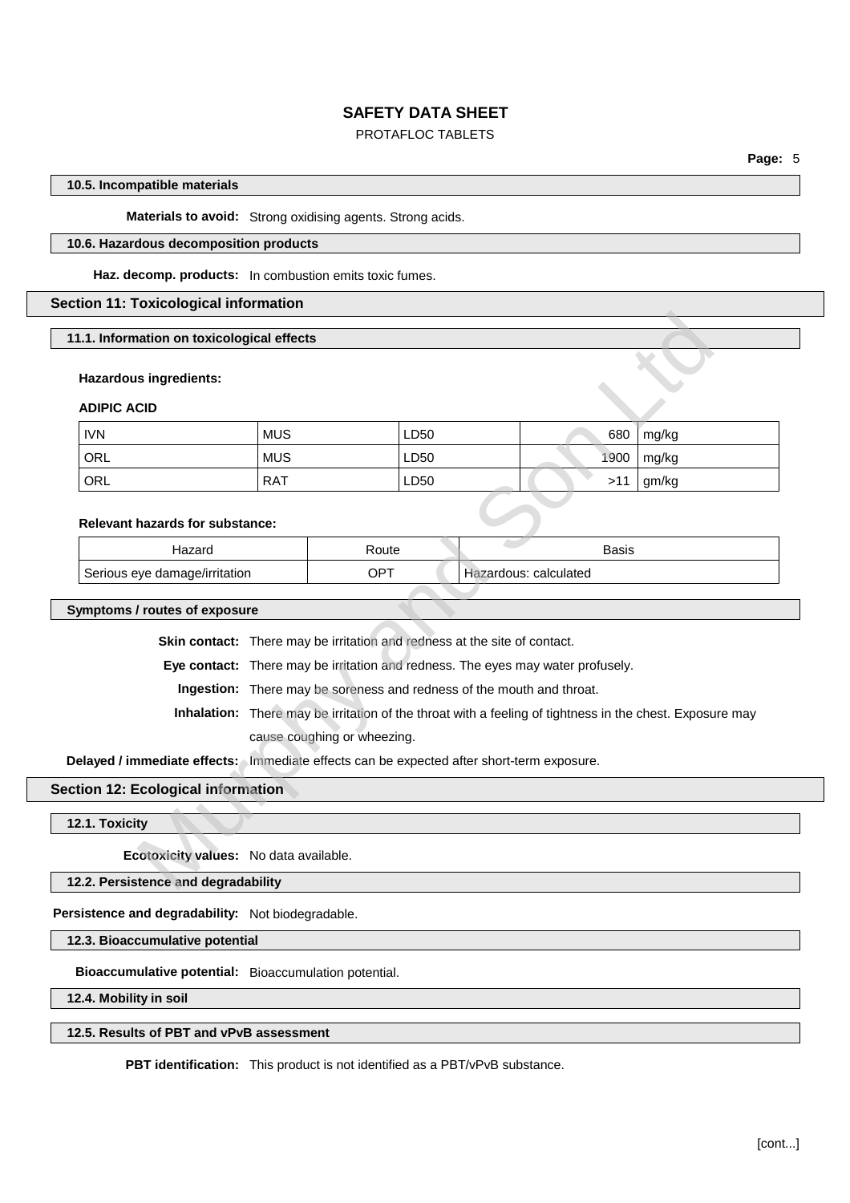### 10.5. Incompatible materials

**Materials to avoid:** Strong oxidising agents. Strong acids.

### 10.6. Hazardous decomposition products

**Haz. decomp. products:** In combustion emits toxic fumes.

## Section 11: Toxicological information

### 11.1. Information on toxicological effects

**Hazardous ingredients:**

**ADIPIC ACID**

| | | | | |
|---|---|---|---|---|
| IVN | MUS | LD50 | 680 | mg/kg |
| ORL | MUS | LD50 | 1900 | mg/kg |
| ORL | RAT | LD50 | >11 | gm/kg |

**Relevant hazards for substance:**

| Hazard | Route | Basis |
|---|---|---|
| Serious eye damage/irritation | OPT | Hazardous: calculated |

### Symptoms / routes of exposure

**Skin contact:** There may be irritation and redness at the site of contact.

**Eye contact:** There may be irritation and redness. The eyes may water profusely.

**Ingestion:** There may be soreness and redness of the mouth and throat.

**Inhalation:** There may be irritation of the throat with a feeling of tightness in the chest. Exposure may cause coughing or wheezing.

**Delayed / immediate effects:** Immediate effects can be expected after short-term exposure.

## Section 12: Ecological information

### 12.1. Toxicity

**Ecotoxicity values:** No data available.

### 12.2. Persistence and degradability

**Persistence and degradability:** Not biodegradable.

### 12.3. Bioaccumulative potential

**Bioaccumulative potential:** Bioaccumulation potential.

### 12.4. Mobility in soil

### 12.5. Results of PBT and vPvB assessment

**PBT identification:** This product is not identified as a PBT/vPvB substance.

[cont...]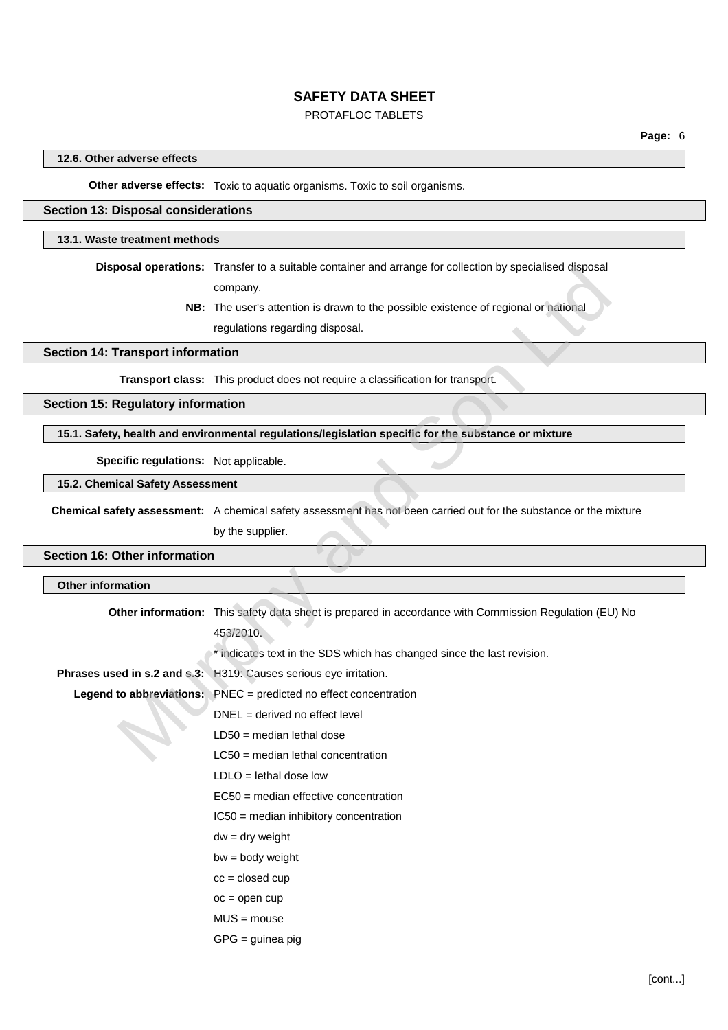#### 12.6. Other adverse effects

**Other adverse effects:** Toxic to aquatic organisms. Toxic to soil organisms.

## Section 13: Disposal considerations

#### 13.1. Waste treatment methods

**Disposal operations:** Transfer to a suitable container and arrange for collection by specialised disposal company.

**NB:** The user's attention is drawn to the possible existence of regional or national regulations regarding disposal.

## Section 14: Transport information

**Transport class:** This product does not require a classification for transport.

## Section 15: Regulatory information

#### 15.1. Safety, health and environmental regulations/legislation specific for the substance or mixture

**Specific regulations:** Not applicable.

#### 15.2. Chemical Safety Assessment

**Chemical safety assessment:** A chemical safety assessment has not been carried out for the substance or the mixture by the supplier.

## Section 16: Other information

#### Other information

**Other information:** This safety data sheet is prepared in accordance with Commission Regulation (EU) No 453/2010.

* indicates text in the SDS which has changed since the last revision.

**Phrases used in s.2 and s.3:** H319: Causes serious eye irritation.

**Legend to abbreviations:**

PNEC = predicted no effect concentration
DNEL = derived no effect level
LD50 = median lethal dose
LC50 = median lethal concentration
LDLO = lethal dose low
EC50 = median effective concentration
IC50 = median inhibitory concentration
dw = dry weight
bw = body weight
cc = closed cup
oc = open cup
MUS = mouse
GPG = guinea pig

[cont...]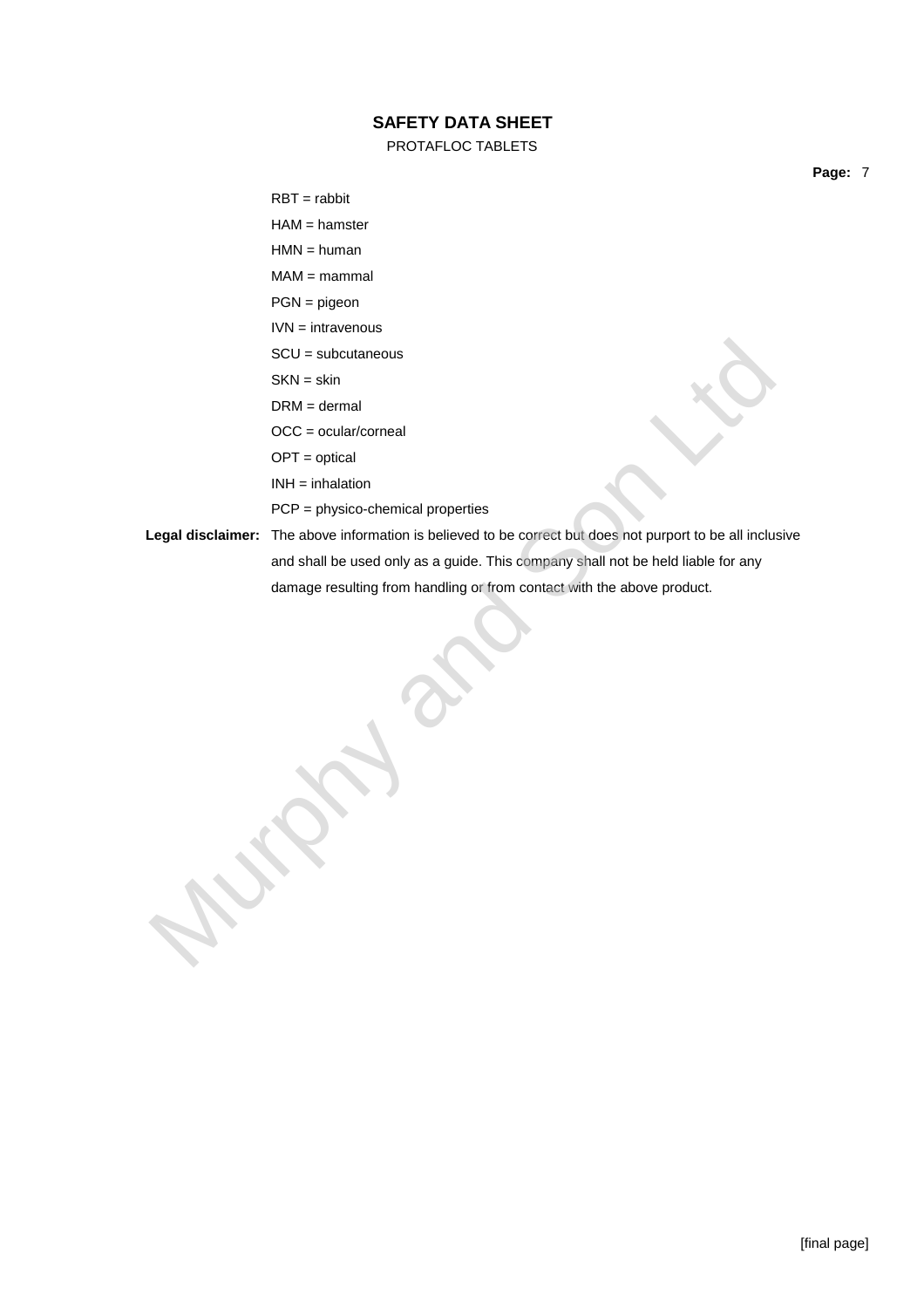RBT = rabbit

HAM = hamster

HMN = human

MAM = mammal

PGN = pigeon

IVN = intravenous

SCU = subcutaneous

SKN = skin

DRM = dermal

OCC = ocular/corneal

OPT = optical

INH = inhalation

PCP = physico-chemical properties

**Legal disclaimer:** The above information is believed to be correct but does not purport to be all inclusive and shall be used only as a guide. This company shall not be held liable for any damage resulting from handling or from contact with the above product.

[final page]